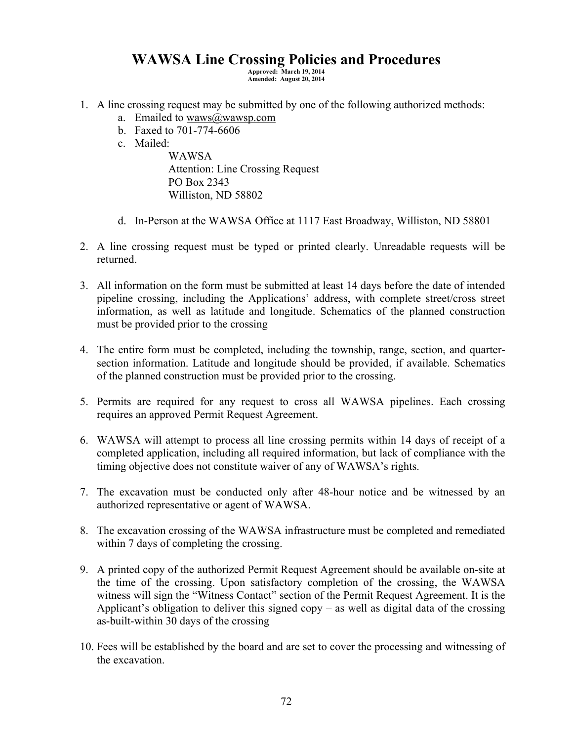# WAWSA Line Crossing Policies and Procedures

**Approved: March 19, 2014**
**Amended: August 20, 2014**

1. A line crossing request may be submitted by one of the following authorized methods:
   a. Emailed to waws@wawsp.com
   b. Faxed to 701-774-6606
   c. Mailed:
      WAWSA
      Attention: Line Crossing Request
      PO Box 2343
      Williston, ND 58802

   d. In-Person at the WAWSA Office at 1117 East Broadway, Williston, ND 58801

2. A line crossing request must be typed or printed clearly. Unreadable requests will be returned.

3. All information on the form must be submitted at least 14 days before the date of intended pipeline crossing, including the Applications' address, with complete street/cross street information, as well as latitude and longitude. Schematics of the planned construction must be provided prior to the crossing

4. The entire form must be completed, including the township, range, section, and quarter-section information. Latitude and longitude should be provided, if available. Schematics of the planned construction must be provided prior to the crossing.

5. Permits are required for any request to cross all WAWSA pipelines. Each crossing requires an approved Permit Request Agreement.

6. WAWSA will attempt to process all line crossing permits within 14 days of receipt of a completed application, including all required information, but lack of compliance with the timing objective does not constitute waiver of any of WAWSA's rights.

7. The excavation must be conducted only after 48-hour notice and be witnessed by an authorized representative or agent of WAWSA.

8. The excavation crossing of the WAWSA infrastructure must be completed and remediated within 7 days of completing the crossing.

9. A printed copy of the authorized Permit Request Agreement should be available on-site at the time of the crossing. Upon satisfactory completion of the crossing, the WAWSA witness will sign the "Witness Contact" section of the Permit Request Agreement. It is the Applicant's obligation to deliver this signed copy – as well as digital data of the crossing as-built-within 30 days of the crossing

10. Fees will be established by the board and are set to cover the processing and witnessing of the excavation.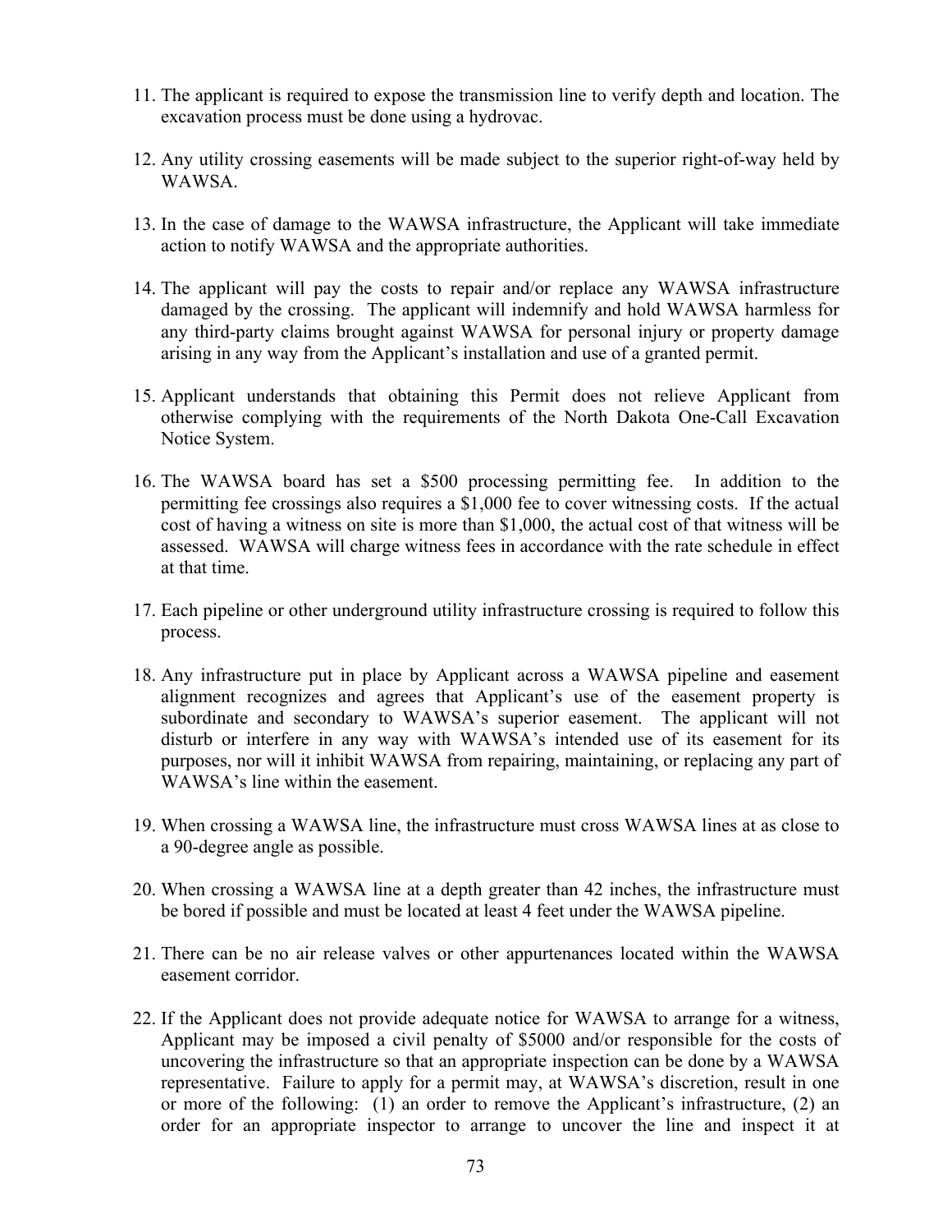11. The applicant is required to expose the transmission line to verify depth and location. The excavation process must be done using a hydrovac.

12. Any utility crossing easements will be made subject to the superior right-of-way held by WAWSA.

13. In the case of damage to the WAWSA infrastructure, the Applicant will take immediate action to notify WAWSA and the appropriate authorities.

14. The applicant will pay the costs to repair and/or replace any WAWSA infrastructure damaged by the crossing. The applicant will indemnify and hold WAWSA harmless for any third-party claims brought against WAWSA for personal injury or property damage arising in any way from the Applicant's installation and use of a granted permit.

15. Applicant understands that obtaining this Permit does not relieve Applicant from otherwise complying with the requirements of the North Dakota One-Call Excavation Notice System.

16. The WAWSA board has set a $500 processing permitting fee. In addition to the permitting fee crossings also requires a $1,000 fee to cover witnessing costs. If the actual cost of having a witness on site is more than $1,000, the actual cost of that witness will be assessed. WAWSA will charge witness fees in accordance with the rate schedule in effect at that time.

17. Each pipeline or other underground utility infrastructure crossing is required to follow this process.

18. Any infrastructure put in place by Applicant across a WAWSA pipeline and easement alignment recognizes and agrees that Applicant's use of the easement property is subordinate and secondary to WAWSA's superior easement. The applicant will not disturb or interfere in any way with WAWSA's intended use of its easement for its purposes, nor will it inhibit WAWSA from repairing, maintaining, or replacing any part of WAWSA's line within the easement.

19. When crossing a WAWSA line, the infrastructure must cross WAWSA lines at as close to a 90-degree angle as possible.

20. When crossing a WAWSA line at a depth greater than 42 inches, the infrastructure must be bored if possible and must be located at least 4 feet under the WAWSA pipeline.

21. There can be no air release valves or other appurtenances located within the WAWSA easement corridor.

22. If the Applicant does not provide adequate notice for WAWSA to arrange for a witness, Applicant may be imposed a civil penalty of $5000 and/or responsible for the costs of uncovering the infrastructure so that an appropriate inspection can be done by a WAWSA representative. Failure to apply for a permit may, at WAWSA's discretion, result in one or more of the following: (1) an order to remove the Applicant's infrastructure, (2) an order for an appropriate inspector to arrange to uncover the line and inspect it at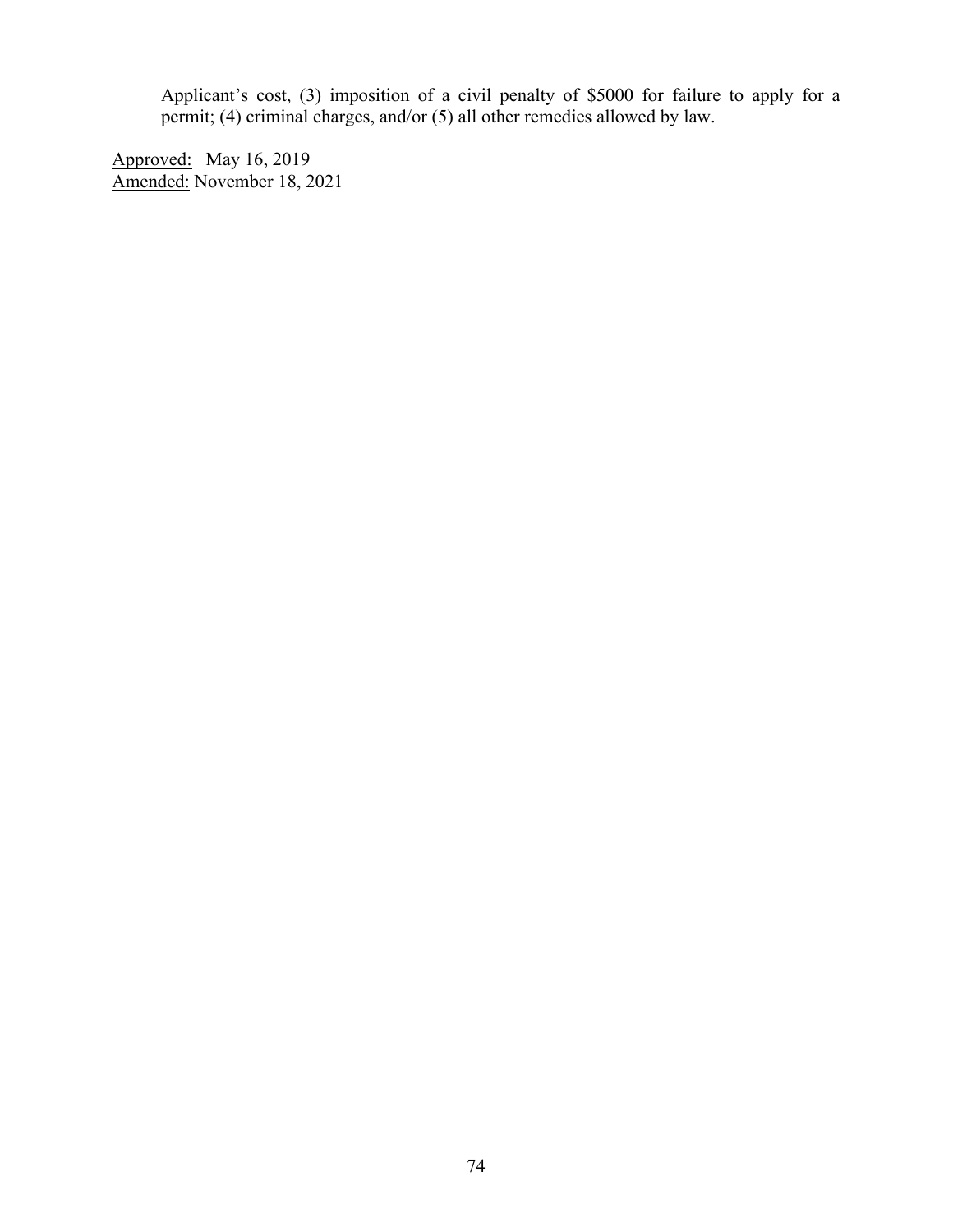Applicant's cost, (3) imposition of a civil penalty of $5000 for failure to apply for a permit; (4) criminal charges, and/or (5) all other remedies allowed by law.

<u>Approved:</u> May 16, 2019
<u>Amended:</u> November 18, 2021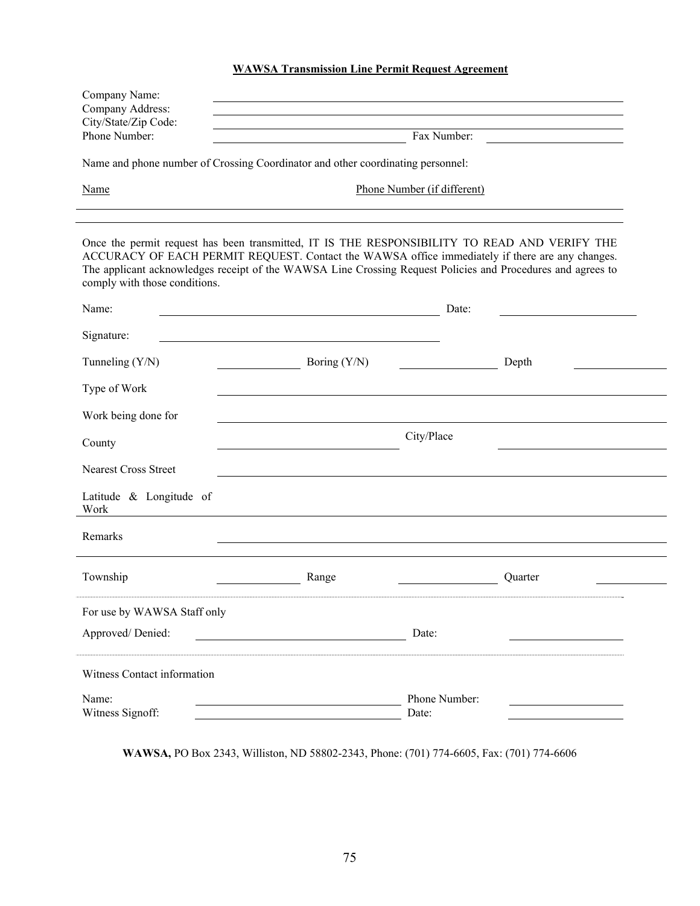**WAWSA Transmission Line Permit Request Agreement**

Company Name: \_\_\_\_\_\_\_\_\_\_\_\_\_\_\_\_\_\_\_\_\_\_\_\_\_\_\_\_\_\_

Company Address: \_\_\_\_\_\_\_\_\_\_\_\_\_\_\_\_\_\_\_\_\_\_\_\_\_\_\_\_\_\_

City/State/Zip Code: \_\_\_\_\_\_\_\_\_\_\_\_\_\_\_\_\_\_\_\_\_\_\_\_\_\_\_\_\_\_

Phone Number: \_\_\_\_\_\_\_\_\_\_\_\_\_\_\_\_ Fax Number: \_\_\_\_\_\_\_\_\_\_\_\_\_\_\_\_

Name and phone number of Crossing Coordinator and other coordinating personnel:

| Name | Phone Number (if different) |
|---|---|
| | |

Once the permit request has been transmitted, IT IS THE RESPONSIBILITY TO READ AND VERIFY THE ACCURACY OF EACH PERMIT REQUEST. Contact the WAWSA office immediately if there are any changes. The applicant acknowledges receipt of the WAWSA Line Crossing Request Policies and Procedures and agrees to comply with those conditions.

Name: \_\_\_\_\_\_\_\_\_\_\_\_\_\_\_\_\_\_\_\_\_\_\_\_\_\_\_\_\_\_ Date: \_\_\_\_\_\_\_\_\_\_\_\_\_\_\_\_

Signature: \_\_\_\_\_\_\_\_\_\_\_\_\_\_\_\_\_\_\_\_\_\_\_\_\_\_\_\_\_\_

Tunneling (Y/N) \_\_\_\_\_\_\_\_\_\_ Boring (Y/N) \_\_\_\_\_\_\_\_\_\_ Depth \_\_\_\_\_\_\_\_\_\_

Type of Work \_\_\_\_\_\_\_\_\_\_\_\_\_\_\_\_\_\_\_\_\_\_\_\_\_\_\_\_\_\_

Work being done for \_\_\_\_\_\_\_\_\_\_\_\_\_\_\_\_\_\_\_\_\_\_\_\_\_\_\_\_\_\_

County \_\_\_\_\_\_\_\_\_\_\_\_\_\_\_\_ City/Place \_\_\_\_\_\_\_\_\_\_\_\_\_\_\_\_

Nearest Cross Street \_\_\_\_\_\_\_\_\_\_\_\_\_\_\_\_\_\_\_\_\_\_\_\_\_\_\_\_\_\_

Latitude & Longitude of Work \_\_\_\_\_\_\_\_\_\_\_\_\_\_\_\_\_\_\_\_\_\_\_\_\_\_\_\_\_\_

Remarks \_\_\_\_\_\_\_\_\_\_\_\_\_\_\_\_\_\_\_\_\_\_\_\_\_\_\_\_\_\_

Township \_\_\_\_\_\_\_\_\_\_ Range \_\_\_\_\_\_\_\_\_\_ Quarter \_\_\_\_\_\_\_\_\_\_

---

For use by WAWSA Staff only

Approved/ Denied: \_\_\_\_\_\_\_\_\_\_\_\_\_\_\_\_ Date: \_\_\_\_\_\_\_\_\_\_\_\_\_\_\_\_

---

Witness Contact information

Name: \_\_\_\_\_\_\_\_\_\_\_\_\_\_\_\_ Phone Number: \_\_\_\_\_\_\_\_\_\_\_\_\_\_\_\_

Witness Signoff: \_\_\_\_\_\_\_\_\_\_\_\_\_\_\_\_ Date: \_\_\_\_\_\_\_\_\_\_\_\_\_\_\_\_

**WAWSA,** PO Box 2343, Williston, ND 58802-2343, Phone: (701) 774-6605, Fax: (701) 774-6606